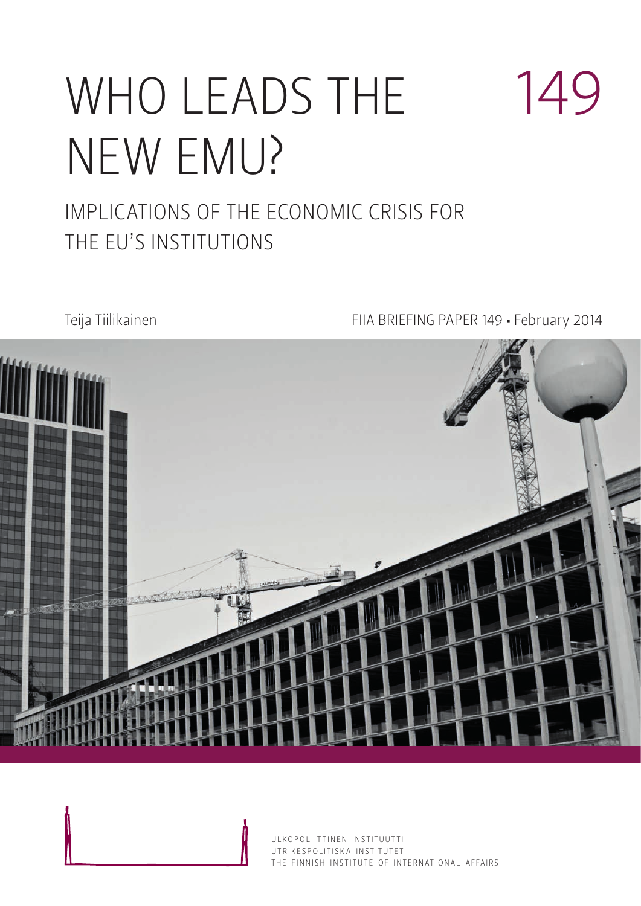# WHO LEADS THE NEW EMU?

149

## IMPLICATIONS OF THE ECONOMIC CRISIS FOR THE EU'S INSTITUTIONS

Teija Tiilikainen

FIIA BRIEFING PAPER 149 • February 2014

ULKOPOLIITTINEN INSTITUUTTI
UTRIKESPOLITISKA INSTITUTET
THE FINNISH INSTITUTE OF INTERNATIONAL AFFAIRS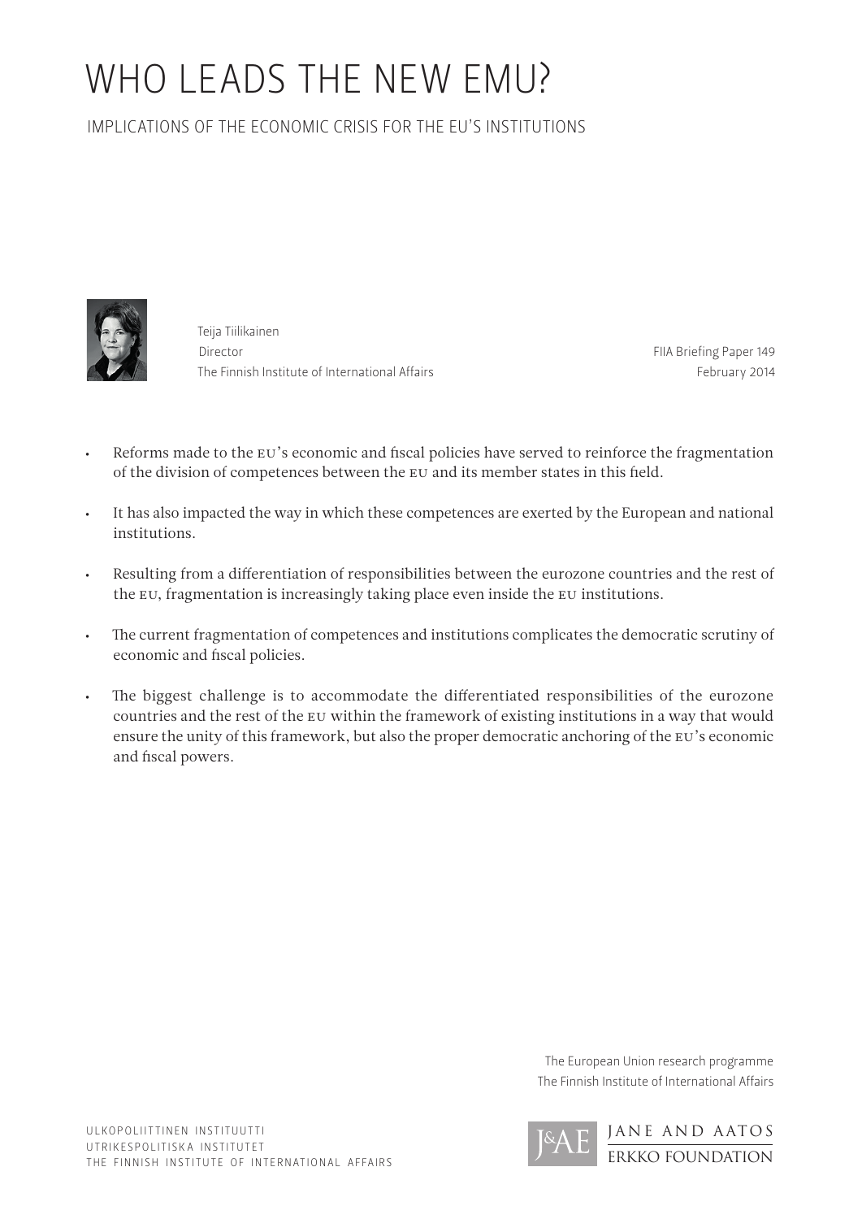# WHO LEADS THE NEW EMU?

## IMPLICATIONS OF THE ECONOMIC CRISIS FOR THE EU'S INSTITUTIONS

Teija Tiilikainen
Director
The Finnish Institute of International Affairs

FIIA Briefing Paper 149
February 2014

- Reforms made to the EU's economic and fiscal policies have served to reinforce the fragmentation of the division of competences between the EU and its member states in this field.
- It has also impacted the way in which these competences are exerted by the European and national institutions.
- Resulting from a differentiation of responsibilities between the eurozone countries and the rest of the EU, fragmentation is increasingly taking place even inside the EU institutions.
- The current fragmentation of competences and institutions complicates the democratic scrutiny of economic and fiscal policies.
- The biggest challenge is to accommodate the differentiated responsibilities of the eurozone countries and the rest of the EU within the framework of existing institutions in a way that would ensure the unity of this framework, but also the proper democratic anchoring of the EU's economic and fiscal powers.

The European Union research programme
The Finnish Institute of International Affairs

ULKOPOLIITTINEN INSTITUUTTI
UTRIKESPOLITISKA INSTITUTET
THE FINNISH INSTITUTE OF INTERNATIONAL AFFAIRS

JANE AND AATOS ERKKO FOUNDATION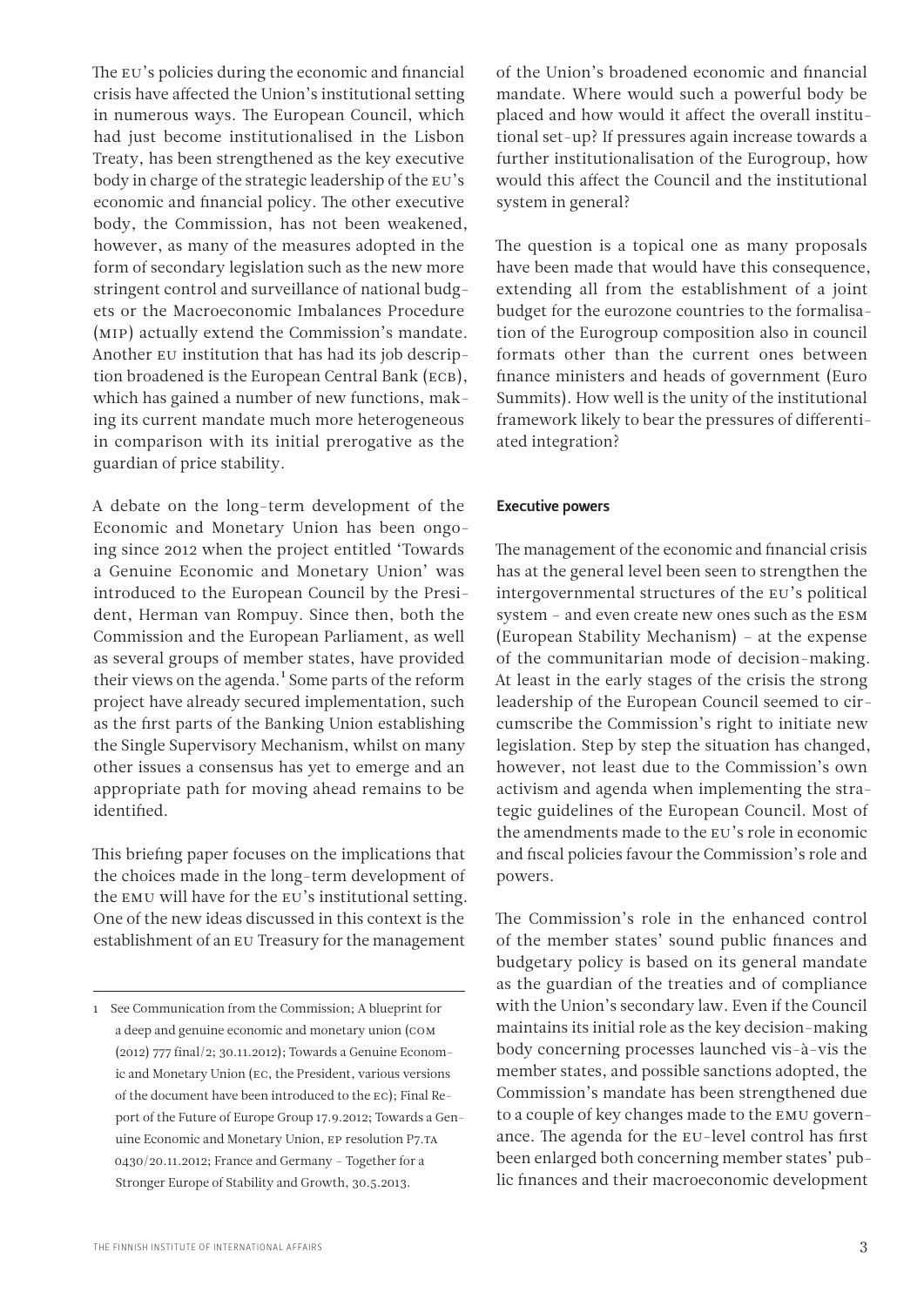The EU's policies during the economic and financial crisis have affected the Union's institutional setting in numerous ways. The European Council, which had just become institutionalised in the Lisbon Treaty, has been strengthened as the key executive body in charge of the strategic leadership of the EU's economic and financial policy. The other executive body, the Commission, has not been weakened, however, as many of the measures adopted in the form of secondary legislation such as the new more stringent control and surveillance of national budgets or the Macroeconomic Imbalances Procedure (MIP) actually extend the Commission's mandate. Another EU institution that has had its job description broadened is the European Central Bank (ECB), which has gained a number of new functions, making its current mandate much more heterogeneous in comparison with its initial prerogative as the guardian of price stability.

A debate on the long-term development of the Economic and Monetary Union has been ongoing since 2012 when the project entitled 'Towards a Genuine Economic and Monetary Union' was introduced to the European Council by the President, Herman van Rompuy. Since then, both the Commission and the European Parliament, as well as several groups of member states, have provided their views on the agenda.[1] Some parts of the reform project have already secured implementation, such as the first parts of the Banking Union establishing the Single Supervisory Mechanism, whilst on many other issues a consensus has yet to emerge and an appropriate path for moving ahead remains to be identified.

This briefing paper focuses on the implications that the choices made in the long-term development of the EMU will have for the EU's institutional setting. One of the new ideas discussed in this context is the establishment of an EU Treasury for the management of the Union's broadened economic and financial mandate. Where would such a powerful body be placed and how would it affect the overall institutional set-up? If pressures again increase towards a further institutionalisation of the Eurogroup, how would this affect the Council and the institutional system in general?

The question is a topical one as many proposals have been made that would have this consequence, extending all from the establishment of a joint budget for the eurozone countries to the formalisation of the Eurogroup composition also in council formats other than the current ones between finance ministers and heads of government (Euro Summits). How well is the unity of the institutional framework likely to bear the pressures of differentiated integration?

## Executive powers

The management of the economic and financial crisis has at the general level been seen to strengthen the intergovernmental structures of the EU's political system – and even create new ones such as the ESM (European Stability Mechanism) – at the expense of the communitarian mode of decision-making. At least in the early stages of the crisis the strong leadership of the European Council seemed to circumscribe the Commission's right to initiate new legislation. Step by step the situation has changed, however, not least due to the Commission's own activism and agenda when implementing the strategic guidelines of the European Council. Most of the amendments made to the EU's role in economic and fiscal policies favour the Commission's role and powers.

The Commission's role in the enhanced control of the member states' sound public finances and budgetary policy is based on its general mandate as the guardian of the treaties and of compliance with the Union's secondary law. Even if the Council maintains its initial role as the key decision-making body concerning processes launched vis-à-vis the member states, and possible sanctions adopted, the Commission's mandate has been strengthened due to a couple of key changes made to the EMU governance. The agenda for the EU-level control has first been enlarged both concerning member states' public finances and their macroeconomic development

---

1 See Communication from the Commission; A blueprint for a deep and genuine economic and monetary union (COM (2012) 777 final/2; 30.11.2012); Towards a Genuine Economic and Monetary Union (EC, the President, various versions of the document have been introduced to the EC); Final Report of the Future of Europe Group 17.9.2012; Towards a Genuine Economic and Monetary Union, EP resolution P7.TA 0430/20.11.2012; France and Germany – Together for a Stronger Europe of Stability and Growth, 30.5.2013.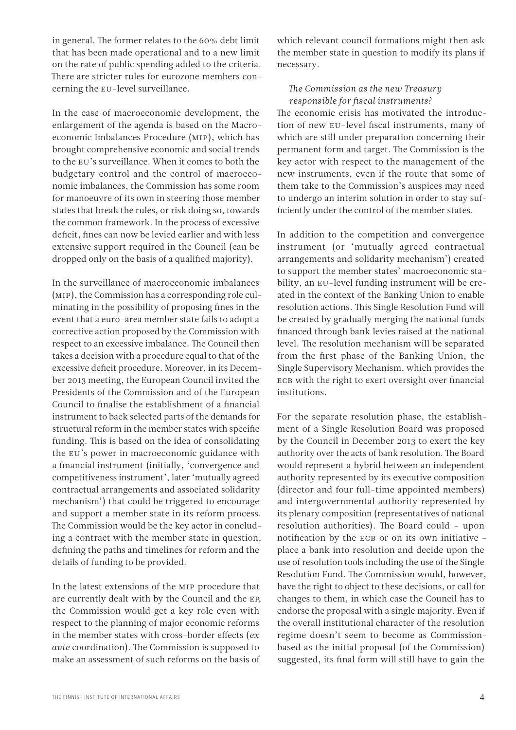in general. The former relates to the 60% debt limit that has been made operational and to a new limit on the rate of public spending added to the criteria. There are stricter rules for eurozone members concerning the EU-level surveillance.

In the case of macroeconomic development, the enlargement of the agenda is based on the Macroeconomic Imbalances Procedure (MIP), which has brought comprehensive economic and social trends to the EU's surveillance. When it comes to both the budgetary control and the control of macroeconomic imbalances, the Commission has some room for manoeuvre of its own in steering those member states that break the rules, or risk doing so, towards the common framework. In the process of excessive deficit, fines can now be levied earlier and with less extensive support required in the Council (can be dropped only on the basis of a qualified majority).

In the surveillance of macroeconomic imbalances (MIP), the Commission has a corresponding role culminating in the possibility of proposing fines in the event that a euro-area member state fails to adopt a corrective action proposed by the Commission with respect to an excessive imbalance. The Council then takes a decision with a procedure equal to that of the excessive deficit procedure. Moreover, in its December 2013 meeting, the European Council invited the Presidents of the Commission and of the European Council to finalise the establishment of a financial instrument to back selected parts of the demands for structural reform in the member states with specific funding. This is based on the idea of consolidating the EU's power in macroeconomic guidance with a financial instrument (initially, 'convergence and competitiveness instrument', later 'mutually agreed contractual arrangements and associated solidarity mechanism') that could be triggered to encourage and support a member state in its reform process. The Commission would be the key actor in concluding a contract with the member state in question, defining the paths and timelines for reform and the details of funding to be provided.

In the latest extensions of the MIP procedure that are currently dealt with by the Council and the EP, the Commission would get a key role even with respect to the planning of major economic reforms in the member states with cross-border effects (*ex ante* coordination). The Commission is supposed to make an assessment of such reforms on the basis of which relevant council formations might then ask the member state in question to modify its plans if necessary.

### *The Commission as the new Treasury responsible for fiscal instruments?*

The economic crisis has motivated the introduction of new EU-level fiscal instruments, many of which are still under preparation concerning their permanent form and target. The Commission is the key actor with respect to the management of the new instruments, even if the route that some of them take to the Commission's auspices may need to undergo an interim solution in order to stay sufficiently under the control of the member states.

In addition to the competition and convergence instrument (or 'mutually agreed contractual arrangements and solidarity mechanism') created to support the member states' macroeconomic stability, an EU-level funding instrument will be created in the context of the Banking Union to enable resolution actions. This Single Resolution Fund will be created by gradually merging the national funds financed through bank levies raised at the national level. The resolution mechanism will be separated from the first phase of the Banking Union, the Single Supervisory Mechanism, which provides the ECB with the right to exert oversight over financial institutions.

For the separate resolution phase, the establishment of a Single Resolution Board was proposed by the Council in December 2013 to exert the key authority over the acts of bank resolution. The Board would represent a hybrid between an independent authority represented by its executive composition (director and four full-time appointed members) and intergovernmental authority represented by its plenary composition (representatives of national resolution authorities). The Board could – upon notification by the ECB or on its own initiative – place a bank into resolution and decide upon the use of resolution tools including the use of the Single Resolution Fund. The Commission would, however, have the right to object to these decisions, or call for changes to them, in which case the Council has to endorse the proposal with a single majority. Even if the overall institutional character of the resolution regime doesn't seem to become as Commission-based as the initial proposal (of the Commission) suggested, its final form will still have to gain the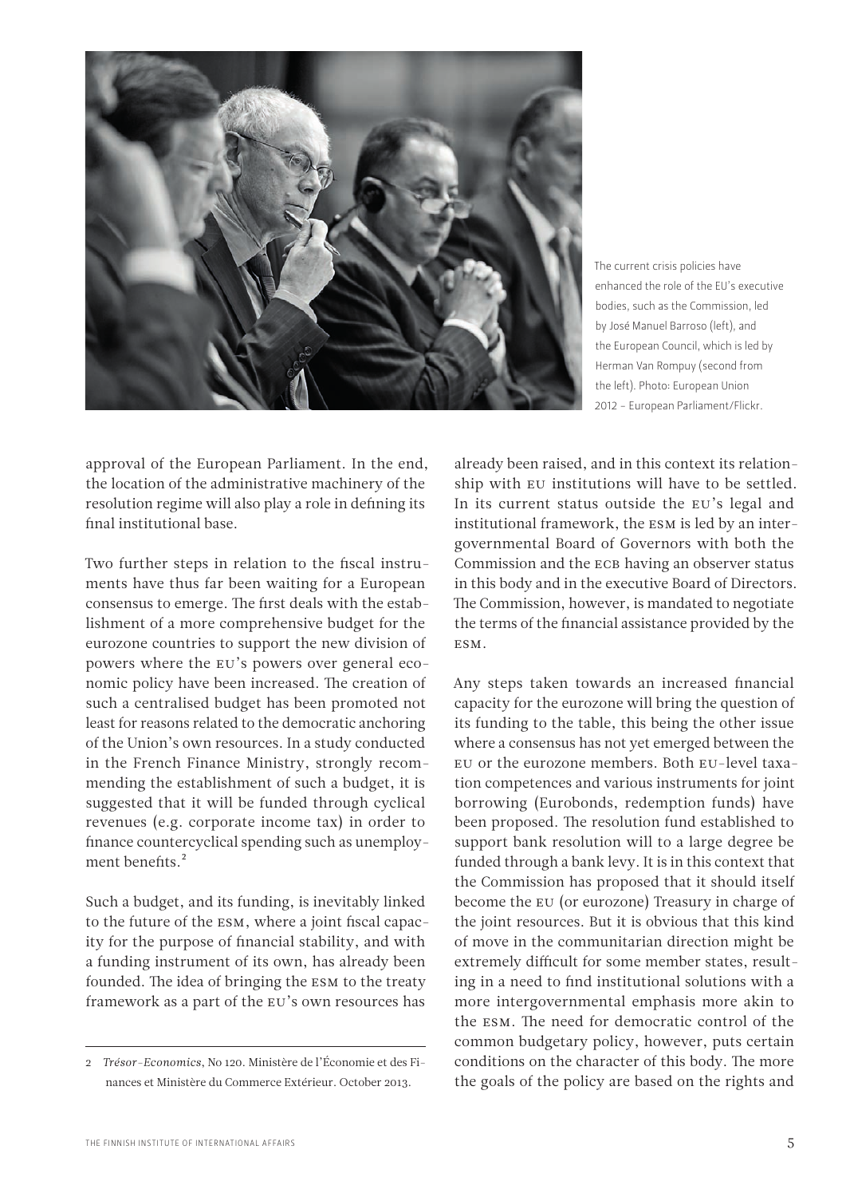The current crisis policies have enhanced the role of the EU's executive bodies, such as the Commission, led by José Manuel Barroso (left), and the European Council, which is led by Herman Van Rompuy (second from the left). Photo: European Union 2012 – European Parliament/Flickr.

approval of the European Parliament. In the end, the location of the administrative machinery of the resolution regime will also play a role in defining its final institutional base.

Two further steps in relation to the fiscal instruments have thus far been waiting for a European consensus to emerge. The first deals with the establishment of a more comprehensive budget for the eurozone countries to support the new division of powers where the EU's powers over general economic policy have been increased. The creation of such a centralised budget has been promoted not least for reasons related to the democratic anchoring of the Union's own resources. In a study conducted in the French Finance Ministry, strongly recommending the establishment of such a budget, it is suggested that it will be funded through cyclical revenues (e.g. corporate income tax) in order to finance countercyclical spending such as unemployment benefits.[2]

Such a budget, and its funding, is inevitably linked to the future of the ESM, where a joint fiscal capacity for the purpose of financial stability, and with a funding instrument of its own, has already been founded. The idea of bringing the ESM to the treaty framework as a part of the EU's own resources has already been raised, and in this context its relationship with EU institutions will have to be settled. In its current status outside the EU's legal and institutional framework, the ESM is led by an intergovernmental Board of Governors with both the Commission and the ECB having an observer status in this body and in the executive Board of Directors. The Commission, however, is mandated to negotiate the terms of the financial assistance provided by the ESM.

Any steps taken towards an increased financial capacity for the eurozone will bring the question of its funding to the table, this being the other issue where a consensus has not yet emerged between the EU or the eurozone members. Both EU-level taxation competences and various instruments for joint borrowing (Eurobonds, redemption funds) have been proposed. The resolution fund established to support bank resolution will to a large degree be funded through a bank levy. It is in this context that the Commission has proposed that it should itself become the EU (or eurozone) Treasury in charge of the joint resources. But it is obvious that this kind of move in the communitarian direction might be extremely difficult for some member states, resulting in a need to find institutional solutions with a more intergovernmental emphasis more akin to the ESM. The need for democratic control of the common budgetary policy, however, puts certain conditions on the character of this body. The more the goals of the policy are based on the rights and

---

2 *Trésor-Economics*, No 120. Ministère de l'Économie et des Finances et Ministère du Commerce Extérieur. October 2013.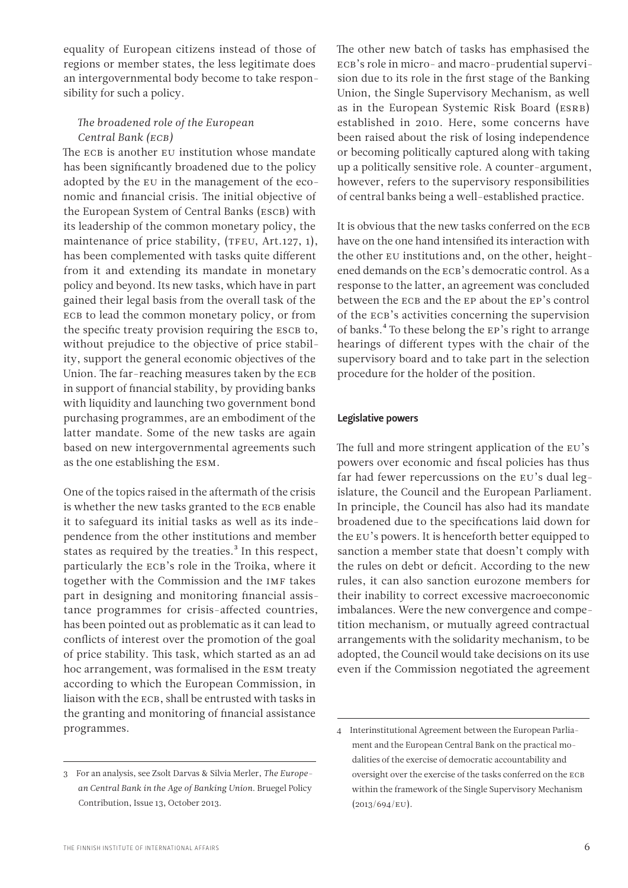equality of European citizens instead of those of regions or member states, the less legitimate does an intergovernmental body become to take responsibility for such a policy.

### *The broadened role of the European Central Bank (ECB)*

The ECB is another EU institution whose mandate has been significantly broadened due to the policy adopted by the EU in the management of the economic and financial crisis. The initial objective of the European System of Central Banks (ESCB) with its leadership of the common monetary policy, the maintenance of price stability, (TFEU, Art.127, 1), has been complemented with tasks quite different from it and extending its mandate in monetary policy and beyond. Its new tasks, which have in part gained their legal basis from the overall task of the ECB to lead the common monetary policy, or from the specific treaty provision requiring the ESCB to, without prejudice to the objective of price stability, support the general economic objectives of the Union. The far-reaching measures taken by the ECB in support of financial stability, by providing banks with liquidity and launching two government bond purchasing programmes, are an embodiment of the latter mandate. Some of the new tasks are again based on new intergovernmental agreements such as the one establishing the ESM.

One of the topics raised in the aftermath of the crisis is whether the new tasks granted to the ECB enable it to safeguard its initial tasks as well as its independence from the other institutions and member states as required by the treaties.[3] In this respect, particularly the ECB's role in the Troika, where it together with the Commission and the IMF takes part in designing and monitoring financial assistance programmes for crisis-affected countries, has been pointed out as problematic as it can lead to conflicts of interest over the promotion of the goal of price stability. This task, which started as an ad hoc arrangement, was formalised in the ESM treaty according to which the European Commission, in liaison with the ECB, shall be entrusted with tasks in the granting and monitoring of financial assistance programmes.

The other new batch of tasks has emphasised the ECB's role in micro- and macro-prudential supervision due to its role in the first stage of the Banking Union, the Single Supervisory Mechanism, as well as in the European Systemic Risk Board (ESRB) established in 2010. Here, some concerns have been raised about the risk of losing independence or becoming politically captured along with taking up a politically sensitive role. A counter-argument, however, refers to the supervisory responsibilities of central banks being a well-established practice.

It is obvious that the new tasks conferred on the ECB have on the one hand intensified its interaction with the other EU institutions and, on the other, heightened demands on the ECB's democratic control. As a response to the latter, an agreement was concluded between the ECB and the EP about the EP's control of the ECB's activities concerning the supervision of banks.[4] To these belong the EP's right to arrange hearings of different types with the chair of the supervisory board and to take part in the selection procedure for the holder of the position.

## Legislative powers

The full and more stringent application of the EU's powers over economic and fiscal policies has thus far had fewer repercussions on the EU's dual legislature, the Council and the European Parliament. In principle, the Council has also had its mandate broadened due to the specifications laid down for the EU's powers. It is henceforth better equipped to sanction a member state that doesn't comply with the rules on debt or deficit. According to the new rules, it can also sanction eurozone members for their inability to correct excessive macroeconomic imbalances. Were the new convergence and competition mechanism, or mutually agreed contractual arrangements with the solidarity mechanism, to be adopted, the Council would take decisions on its use even if the Commission negotiated the agreement

---

3 For an analysis, see Zsolt Darvas & Silvia Merler, *The European Central Bank in the Age of Banking Union.* Bruegel Policy Contribution, Issue 13, October 2013.

4 Interinstitutional Agreement between the European Parliament and the European Central Bank on the practical modalities of the exercise of democratic accountability and oversight over the exercise of the tasks conferred on the ECB within the framework of the Single Supervisory Mechanism (2013/694/EU).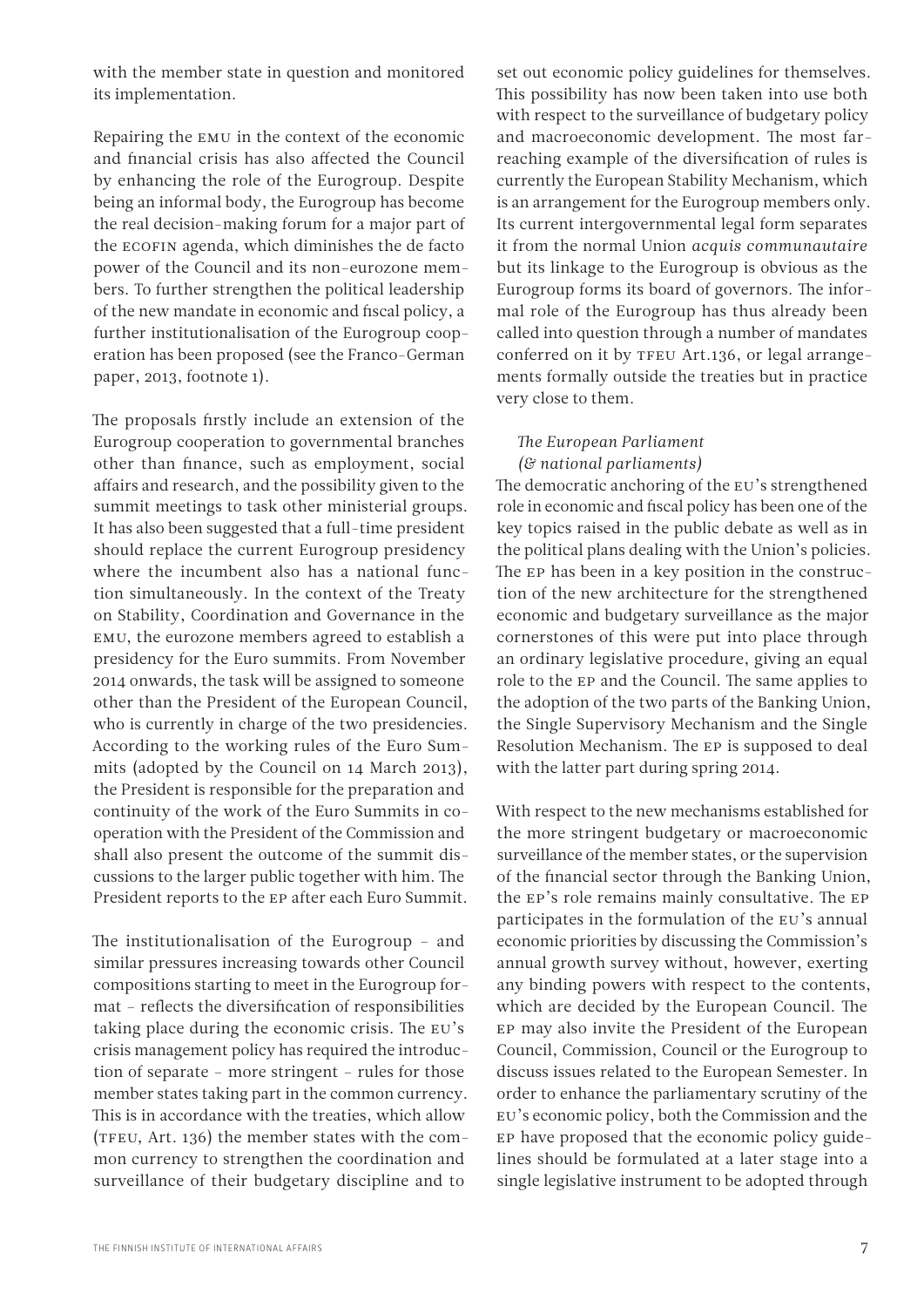with the member state in question and monitored its implementation.

Repairing the EMU in the context of the economic and financial crisis has also affected the Council by enhancing the role of the Eurogroup. Despite being an informal body, the Eurogroup has become the real decision-making forum for a major part of the ECOFIN agenda, which diminishes the de facto power of the Council and its non-eurozone members. To further strengthen the political leadership of the new mandate in economic and fiscal policy, a further institutionalisation of the Eurogroup cooperation has been proposed (see the Franco-German paper, 2013, footnote 1).

The proposals firstly include an extension of the Eurogroup cooperation to governmental branches other than finance, such as employment, social affairs and research, and the possibility given to the summit meetings to task other ministerial groups. It has also been suggested that a full-time president should replace the current Eurogroup presidency where the incumbent also has a national function simultaneously. In the context of the Treaty on Stability, Coordination and Governance in the EMU, the eurozone members agreed to establish a presidency for the Euro summits. From November 2014 onwards, the task will be assigned to someone other than the President of the European Council, who is currently in charge of the two presidencies. According to the working rules of the Euro Summits (adopted by the Council on 14 March 2013), the President is responsible for the preparation and continuity of the work of the Euro Summits in co-operation with the President of the Commission and shall also present the outcome of the summit discussions to the larger public together with him. The President reports to the EP after each Euro Summit.

The institutionalisation of the Eurogroup – and similar pressures increasing towards other Council compositions starting to meet in the Eurogroup format – reflects the diversification of responsibilities taking place during the economic crisis. The EU's crisis management policy has required the introduction of separate – more stringent – rules for those member states taking part in the common currency. This is in accordance with the treaties, which allow (TFEU, Art. 136) the member states with the common currency to strengthen the coordination and surveillance of their budgetary discipline and to set out economic policy guidelines for themselves. This possibility has now been taken into use both with respect to the surveillance of budgetary policy and macroeconomic development. The most far-reaching example of the diversification of rules is currently the European Stability Mechanism, which is an arrangement for the Eurogroup members only. Its current intergovernmental legal form separates it from the normal Union *acquis communautaire* but its linkage to the Eurogroup is obvious as the Eurogroup forms its board of governors. The informal role of the Eurogroup has thus already been called into question through a number of mandates conferred on it by TFEU Art.136, or legal arrangements formally outside the treaties but in practice very close to them.

### *The European Parliament (& national parliaments)*

The democratic anchoring of the EU's strengthened role in economic and fiscal policy has been one of the key topics raised in the public debate as well as in the political plans dealing with the Union's policies. The EP has been in a key position in the construction of the new architecture for the strengthened economic and budgetary surveillance as the major cornerstones of this were put into place through an ordinary legislative procedure, giving an equal role to the EP and the Council. The same applies to the adoption of the two parts of the Banking Union, the Single Supervisory Mechanism and the Single Resolution Mechanism. The EP is supposed to deal with the latter part during spring 2014.

With respect to the new mechanisms established for the more stringent budgetary or macroeconomic surveillance of the member states, or the supervision of the financial sector through the Banking Union, the EP's role remains mainly consultative. The EP participates in the formulation of the EU's annual economic priorities by discussing the Commission's annual growth survey without, however, exerting any binding powers with respect to the contents, which are decided by the European Council. The EP may also invite the President of the European Council, Commission, Council or the Eurogroup to discuss issues related to the European Semester. In order to enhance the parliamentary scrutiny of the EU's economic policy, both the Commission and the EP have proposed that the economic policy guidelines should be formulated at a later stage into a single legislative instrument to be adopted through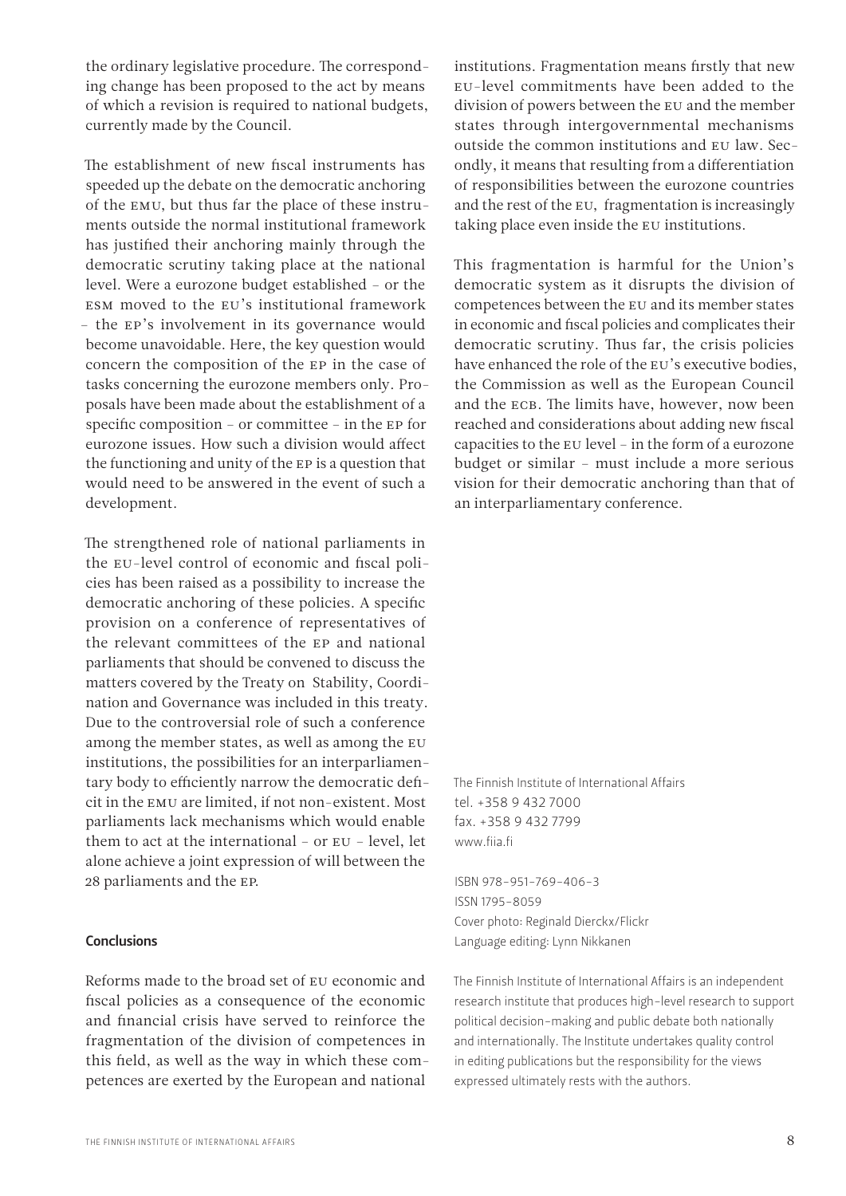the ordinary legislative procedure. The corresponding change has been proposed to the act by means of which a revision is required to national budgets, currently made by the Council.

The establishment of new fiscal instruments has speeded up the debate on the democratic anchoring of the EMU, but thus far the place of these instruments outside the normal institutional framework has justified their anchoring mainly through the democratic scrutiny taking place at the national level. Were a eurozone budget established – or the ESM moved to the EU's institutional framework – the EP's involvement in its governance would become unavoidable. Here, the key question would concern the composition of the EP in the case of tasks concerning the eurozone members only. Proposals have been made about the establishment of a specific composition – or committee – in the EP for eurozone issues. How such a division would affect the functioning and unity of the EP is a question that would need to be answered in the event of such a development.

The strengthened role of national parliaments in the EU-level control of economic and fiscal policies has been raised as a possibility to increase the democratic anchoring of these policies. A specific provision on a conference of representatives of the relevant committees of the EP and national parliaments that should be convened to discuss the matters covered by the Treaty on Stability, Coordination and Governance was included in this treaty. Due to the controversial role of such a conference among the member states, as well as among the EU institutions, the possibilities for an interparliamentary body to efficiently narrow the democratic deficit in the EMU are limited, if not non-existent. Most parliaments lack mechanisms which would enable them to act at the international – or EU – level, let alone achieve a joint expression of will between the 28 parliaments and the EP.

## Conclusions

Reforms made to the broad set of EU economic and fiscal policies as a consequence of the economic and financial crisis have served to reinforce the fragmentation of the division of competences in this field, as well as the way in which these competences are exerted by the European and national institutions. Fragmentation means firstly that new EU-level commitments have been added to the division of powers between the EU and the member states through intergovernmental mechanisms outside the common institutions and EU law. Secondly, it means that resulting from a differentiation of responsibilities between the eurozone countries and the rest of the EU, fragmentation is increasingly taking place even inside the EU institutions.

This fragmentation is harmful for the Union's democratic system as it disrupts the division of competences between the EU and its member states in economic and fiscal policies and complicates their democratic scrutiny. Thus far, the crisis policies have enhanced the role of the EU's executive bodies, the Commission as well as the European Council and the ECB. The limits have, however, now been reached and considerations about adding new fiscal capacities to the EU level – in the form of a eurozone budget or similar – must include a more serious vision for their democratic anchoring than that of an interparliamentary conference.

The Finnish Institute of International Affairs
tel. +358 9 432 7000
fax. +358 9 432 7799
www.fiia.fi

ISBN 978-951-769-406-3
ISSN 1795-8059
Cover photo: Reginald Dierckx/Flickr
Language editing: Lynn Nikkanen

The Finnish Institute of International Affairs is an independent research institute that produces high-level research to support political decision-making and public debate both nationally and internationally. The Institute undertakes quality control in editing publications but the responsibility for the views expressed ultimately rests with the authors.